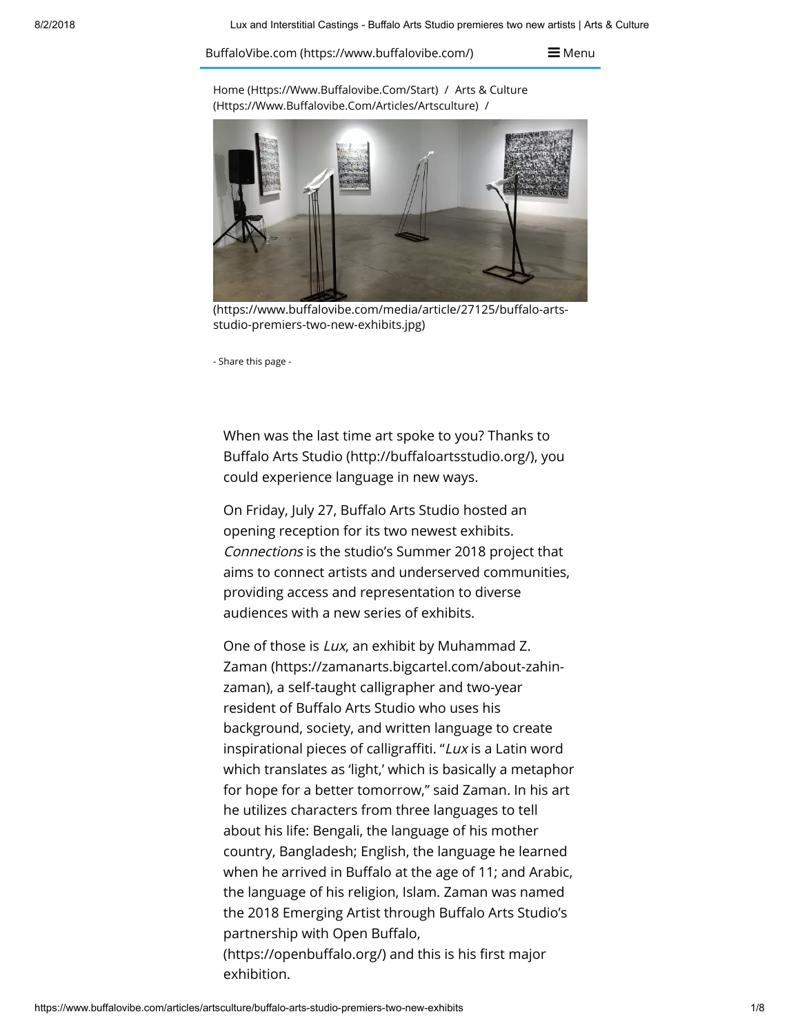BuffaloVibe.com (https://www.buffalovibe.com/) ☰ Menu

Home (Https://Www.Buffalovibe.Com/Start) / Arts & Culture (Https://Www.Buffalovibe.Com/Articles/Artsculture) /

(https://www.buffalovibe.com/media/article/27125/buffalo-arts-studio-premiers-two-new-exhibits.jpg)

- Share this page -

When was the last time art spoke to you? Thanks to Buffalo Arts Studio (http://buffaloartsstudio.org/), you could experience language in new ways.

On Friday, July 27, Buffalo Arts Studio hosted an opening reception for its two newest exhibits. *Connections* is the studio's Summer 2018 project that aims to connect artists and underserved communities, providing access and representation to diverse audiences with a new series of exhibits.

One of those is *Lux*, an exhibit by Muhammad Z. Zaman (https://zamanarts.bigcartel.com/about-zahin-zaman), a self-taught calligrapher and two-year resident of Buffalo Arts Studio who uses his background, society, and written language to create inspirational pieces of calligraffiti. "*Lux* is a Latin word which translates as 'light,' which is basically a metaphor for hope for a better tomorrow," said Zaman. In his art he utilizes characters from three languages to tell about his life: Bengali, the language of his mother country, Bangladesh; English, the language he learned when he arrived in Buffalo at the age of 11; and Arabic, the language of his religion, Islam. Zaman was named the 2018 Emerging Artist through Buffalo Arts Studio's partnership with Open Buffalo, (https://openbuffalo.org/) and this is his first major exhibition.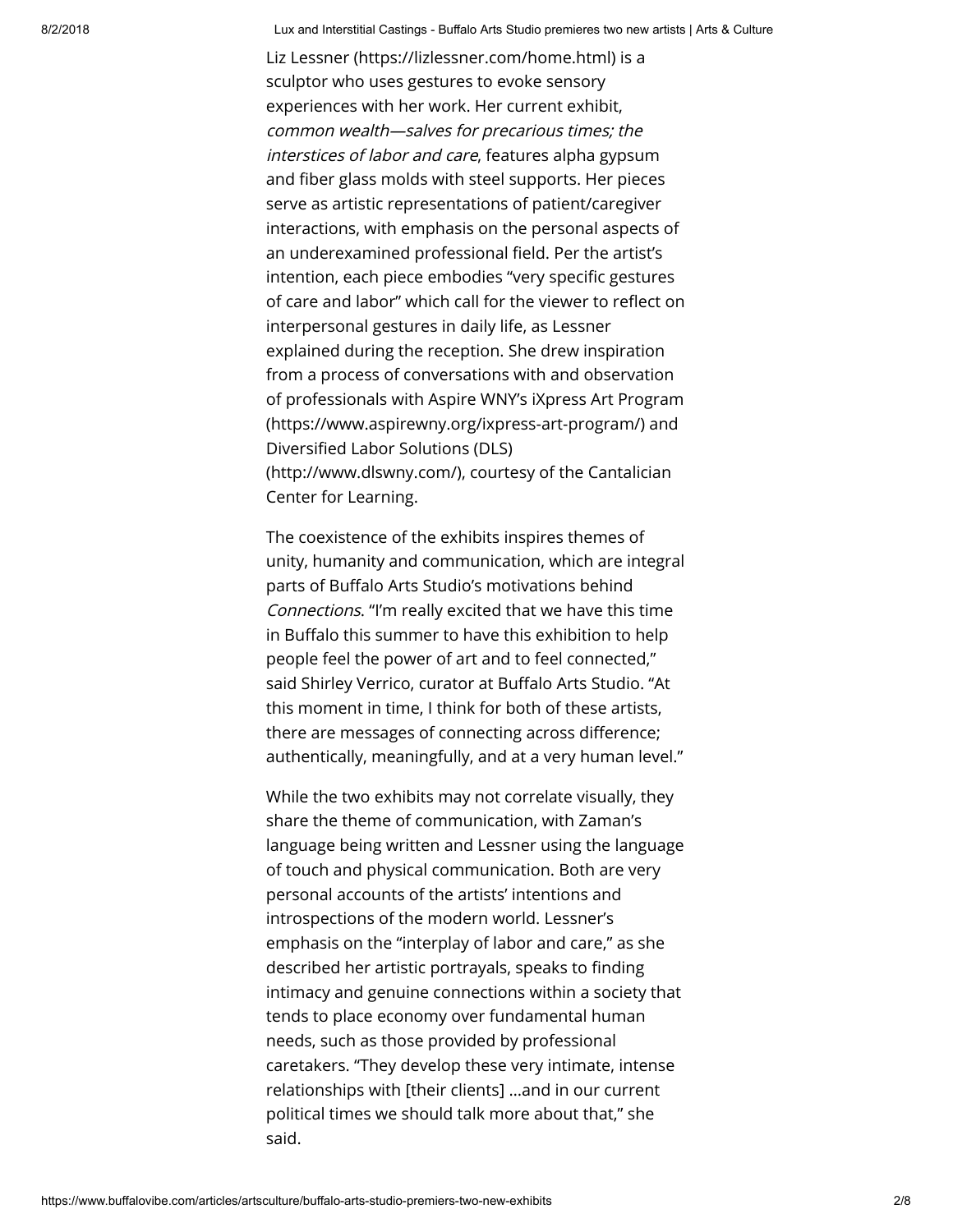Liz Lessner (https://lizlessner.com/home.html) is a sculptor who uses gestures to evoke sensory experiences with her work. Her current exhibit, *common wealth—salves for precarious times; the interstices of labor and care*, features alpha gypsum and fiber glass molds with steel supports. Her pieces serve as artistic representations of patient/caregiver interactions, with emphasis on the personal aspects of an underexamined professional field. Per the artist's intention, each piece embodies "very specific gestures of care and labor" which call for the viewer to reflect on interpersonal gestures in daily life, as Lessner explained during the reception. She drew inspiration from a process of conversations with and observation of professionals with Aspire WNY's iXpress Art Program (https://www.aspirewny.org/ixpress-art-program/) and Diversified Labor Solutions (DLS) (http://www.dlswny.com/), courtesy of the Cantalician Center for Learning.

The coexistence of the exhibits inspires themes of unity, humanity and communication, which are integral parts of Buffalo Arts Studio's motivations behind *Connections*. "I'm really excited that we have this time in Buffalo this summer to have this exhibition to help people feel the power of art and to feel connected," said Shirley Verrico, curator at Buffalo Arts Studio. "At this moment in time, I think for both of these artists, there are messages of connecting across difference; authentically, meaningfully, and at a very human level."

While the two exhibits may not correlate visually, they share the theme of communication, with Zaman's language being written and Lessner using the language of touch and physical communication. Both are very personal accounts of the artists' intentions and introspections of the modern world. Lessner's emphasis on the "interplay of labor and care," as she described her artistic portrayals, speaks to finding intimacy and genuine connections within a society that tends to place economy over fundamental human needs, such as those provided by professional caretakers. "They develop these very intimate, intense relationships with [their clients] ...and in our current political times we should talk more about that," she said.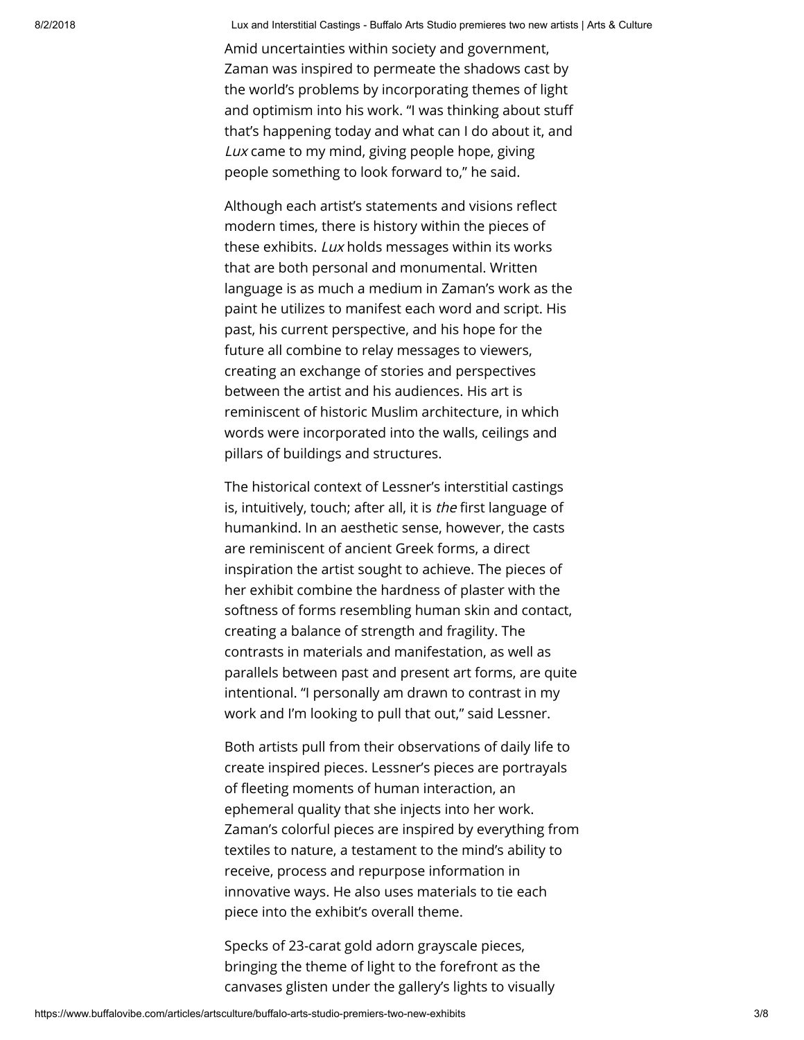Amid uncertainties within society and government, Zaman was inspired to permeate the shadows cast by the world's problems by incorporating themes of light and optimism into his work. "I was thinking about stuff that's happening today and what can I do about it, and *Lux* came to my mind, giving people hope, giving people something to look forward to," he said.

Although each artist's statements and visions reflect modern times, there is history within the pieces of these exhibits. *Lux* holds messages within its works that are both personal and monumental. Written language is as much a medium in Zaman's work as the paint he utilizes to manifest each word and script. His past, his current perspective, and his hope for the future all combine to relay messages to viewers, creating an exchange of stories and perspectives between the artist and his audiences. His art is reminiscent of historic Muslim architecture, in which words were incorporated into the walls, ceilings and pillars of buildings and structures.

The historical context of Lessner's interstitial castings is, intuitively, touch; after all, it is *the* first language of humankind. In an aesthetic sense, however, the casts are reminiscent of ancient Greek forms, a direct inspiration the artist sought to achieve. The pieces of her exhibit combine the hardness of plaster with the softness of forms resembling human skin and contact, creating a balance of strength and fragility. The contrasts in materials and manifestation, as well as parallels between past and present art forms, are quite intentional. "I personally am drawn to contrast in my work and I'm looking to pull that out," said Lessner.

Both artists pull from their observations of daily life to create inspired pieces. Lessner's pieces are portrayals of fleeting moments of human interaction, an ephemeral quality that she injects into her work. Zaman's colorful pieces are inspired by everything from textiles to nature, a testament to the mind's ability to receive, process and repurpose information in innovative ways. He also uses materials to tie each piece into the exhibit's overall theme.

Specks of 23-carat gold adorn grayscale pieces, bringing the theme of light to the forefront as the canvases glisten under the gallery's lights to visually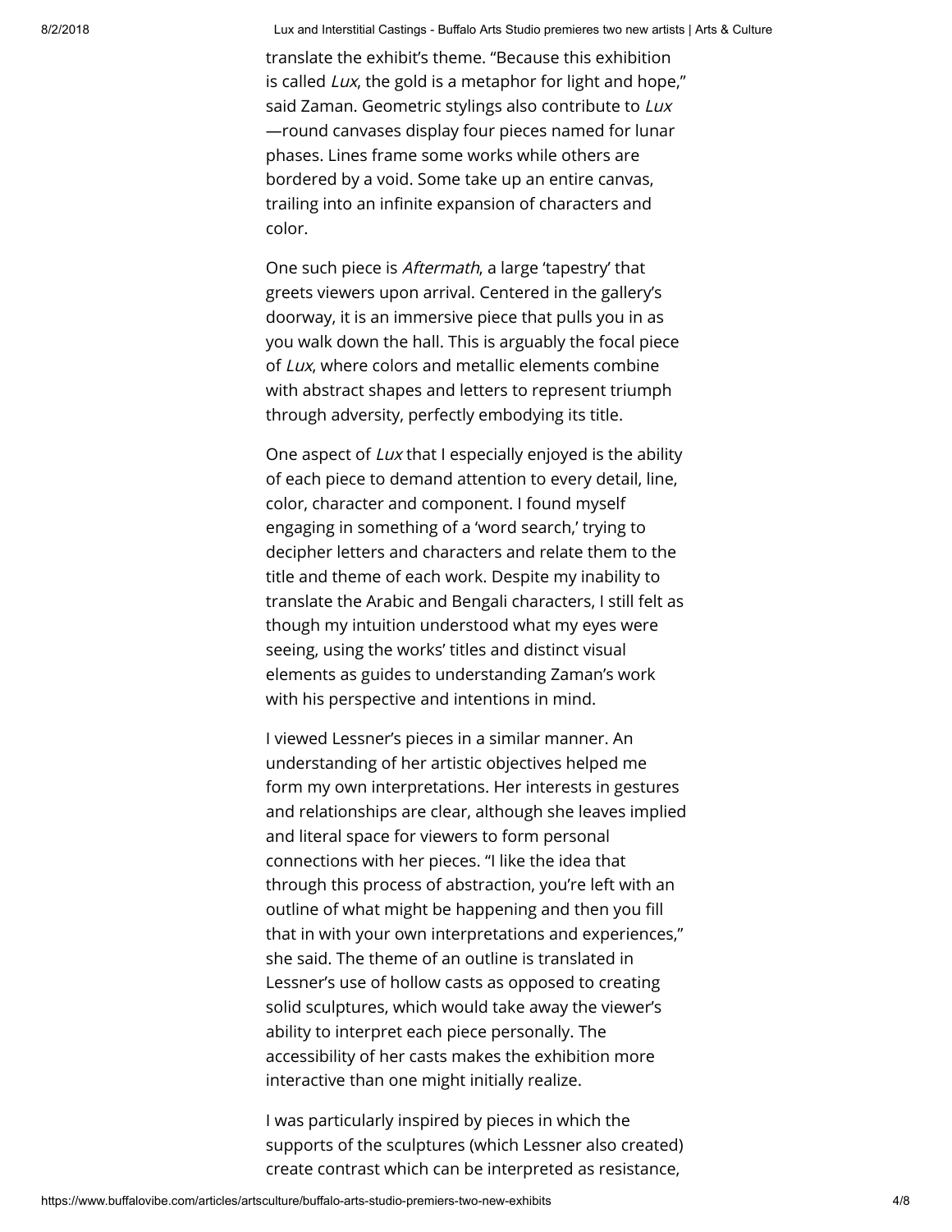translate the exhibit's theme. "Because this exhibition is called *Lux*, the gold is a metaphor for light and hope," said Zaman. Geometric stylings also contribute to *Lux* —round canvases display four pieces named for lunar phases. Lines frame some works while others are bordered by a void. Some take up an entire canvas, trailing into an infinite expansion of characters and color.

One such piece is *Aftermath*, a large 'tapestry' that greets viewers upon arrival. Centered in the gallery's doorway, it is an immersive piece that pulls you in as you walk down the hall. This is arguably the focal piece of *Lux*, where colors and metallic elements combine with abstract shapes and letters to represent triumph through adversity, perfectly embodying its title.

One aspect of *Lux* that I especially enjoyed is the ability of each piece to demand attention to every detail, line, color, character and component. I found myself engaging in something of a 'word search,' trying to decipher letters and characters and relate them to the title and theme of each work. Despite my inability to translate the Arabic and Bengali characters, I still felt as though my intuition understood what my eyes were seeing, using the works' titles and distinct visual elements as guides to understanding Zaman's work with his perspective and intentions in mind.

I viewed Lessner's pieces in a similar manner. An understanding of her artistic objectives helped me form my own interpretations. Her interests in gestures and relationships are clear, although she leaves implied and literal space for viewers to form personal connections with her pieces. "I like the idea that through this process of abstraction, you're left with an outline of what might be happening and then you fill that in with your own interpretations and experiences," she said. The theme of an outline is translated in Lessner's use of hollow casts as opposed to creating solid sculptures, which would take away the viewer's ability to interpret each piece personally. The accessibility of her casts makes the exhibition more interactive than one might initially realize.

I was particularly inspired by pieces in which the supports of the sculptures (which Lessner also created) create contrast which can be interpreted as resistance,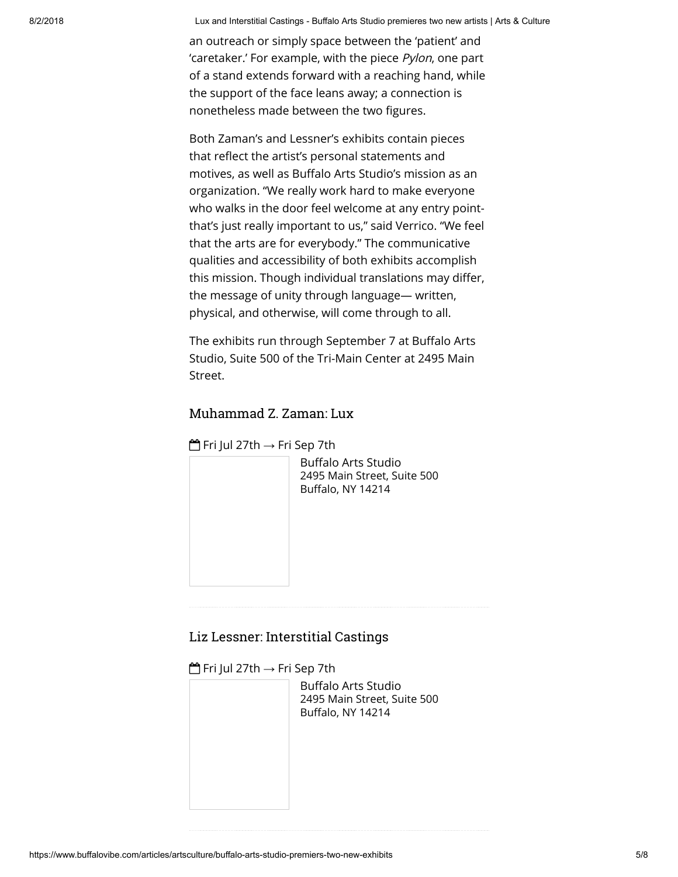an outreach or simply space between the 'patient' and 'caretaker.' For example, with the piece *Pylon*, one part of a stand extends forward with a reaching hand, while the support of the face leans away; a connection is nonetheless made between the two figures.

Both Zaman's and Lessner's exhibits contain pieces that reflect the artist's personal statements and motives, as well as Buffalo Arts Studio's mission as an organization. "We really work hard to make everyone who walks in the door feel welcome at any entry point- that's just really important to us," said Verrico. "We feel that the arts are for everybody." The communicative qualities and accessibility of both exhibits accomplish this mission. Though individual translations may differ, the message of unity through language— written, physical, and otherwise, will come through to all.

The exhibits run through September 7 at Buffalo Arts Studio, Suite 500 of the Tri-Main Center at 2495 Main Street.

### Muhammad Z. Zaman: Lux

Fri Jul 27th → Fri Sep 7th

Buffalo Arts Studio
2495 Main Street, Suite 500
Buffalo, NY 14214

---

### Liz Lessner: Interstitial Castings

Fri Jul 27th → Fri Sep 7th

Buffalo Arts Studio
2495 Main Street, Suite 500
Buffalo, NY 14214

---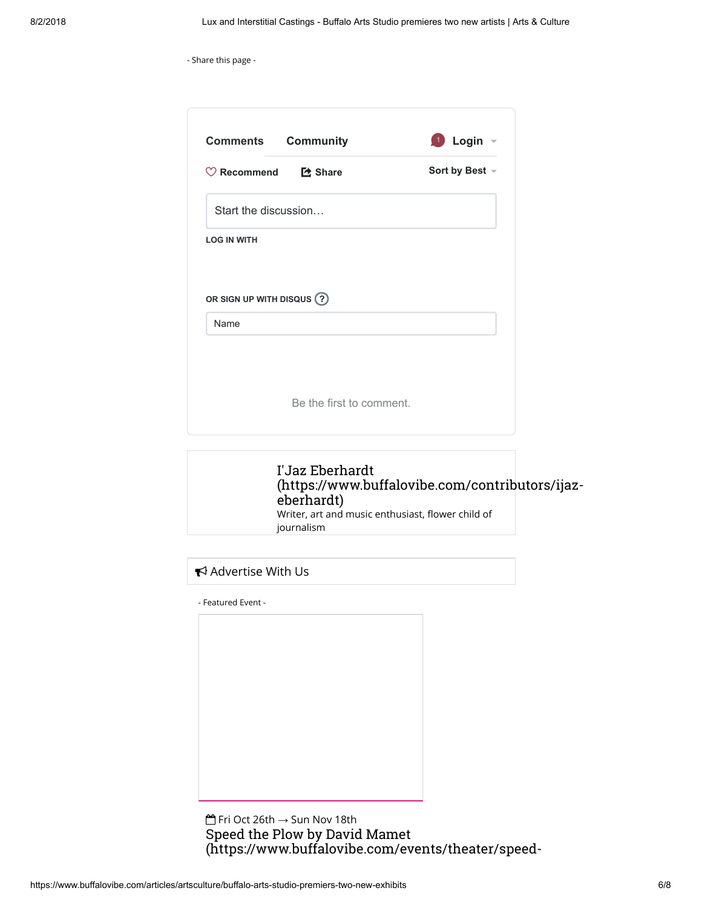- Share this page -

Comments Community 1 Login

Recommend Share Sort by Best

Start the discussion…

LOG IN WITH

OR SIGN UP WITH DISQUS ?

Name

Be the first to comment.

I'Jaz Eberhardt (https://www.buffalovibe.com/contributors/ijaz-eberhardt)

Writer, art and music enthusiast, flower child of journalism

Advertise With Us

- Featured Event -

Fri Oct 26th → Sun Nov 18th

Speed the Plow by David Mamet (https://www.buffalovibe.com/events/theater/speed-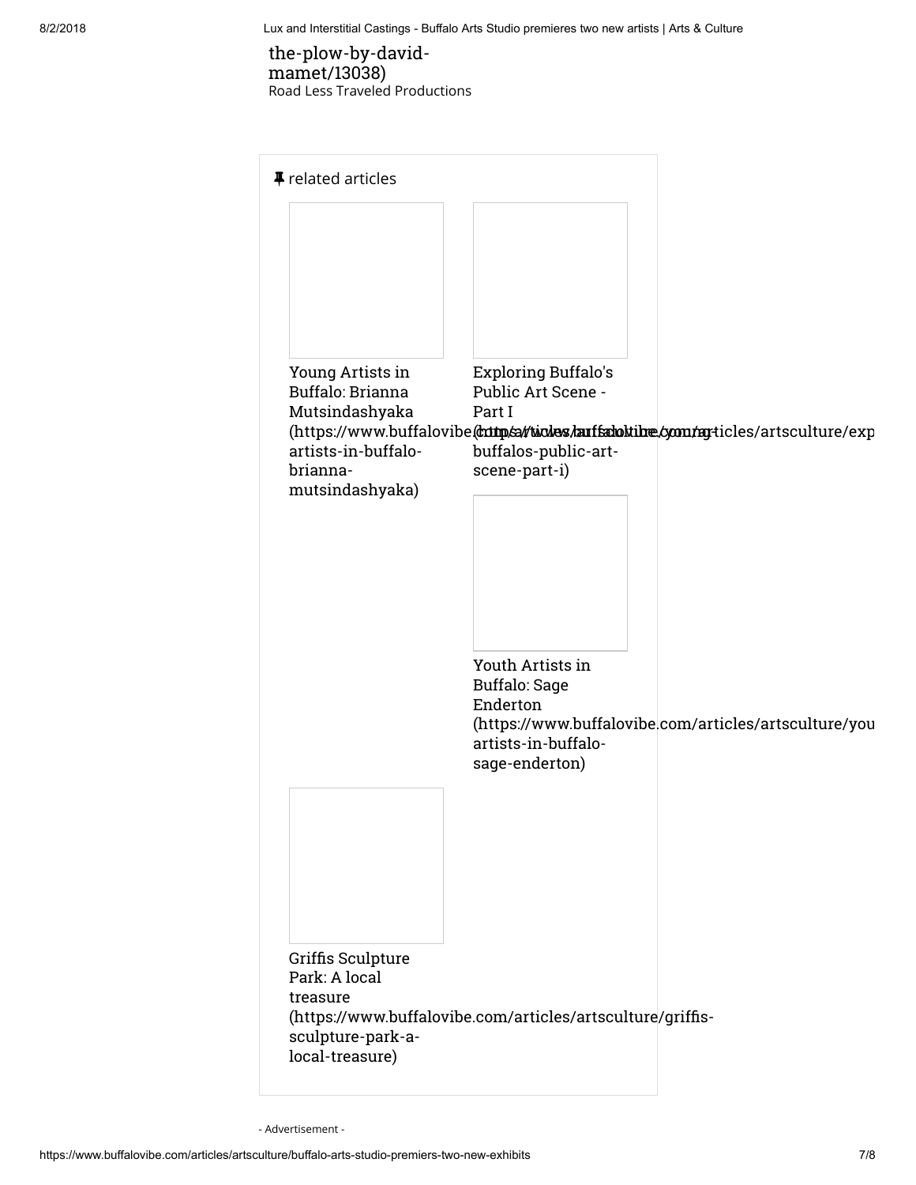the-plow-by-david-mamet/13038)
Road Less Traveled Productions

related articles

Young Artists in Buffalo: Brianna Mutsindashyaka (https://www.buffalovibe.com/articles/artsculture/young-artists-in-buffalo-brianna-mutsindashyaka)

Exploring Buffalo's Public Art Scene - Part I (https://www.buffalovibe.com/articles/artsculture/exploring-buffalos-public-art-scene-part-i)

Youth Artists in Buffalo: Sage Enderton (https://www.buffalovibe.com/articles/artsculture/youth-artists-in-buffalo-sage-enderton)

Griffis Sculpture Park: A local treasure (https://www.buffalovibe.com/articles/artsculture/griffis-sculpture-park-a-local-treasure)

- Advertisement -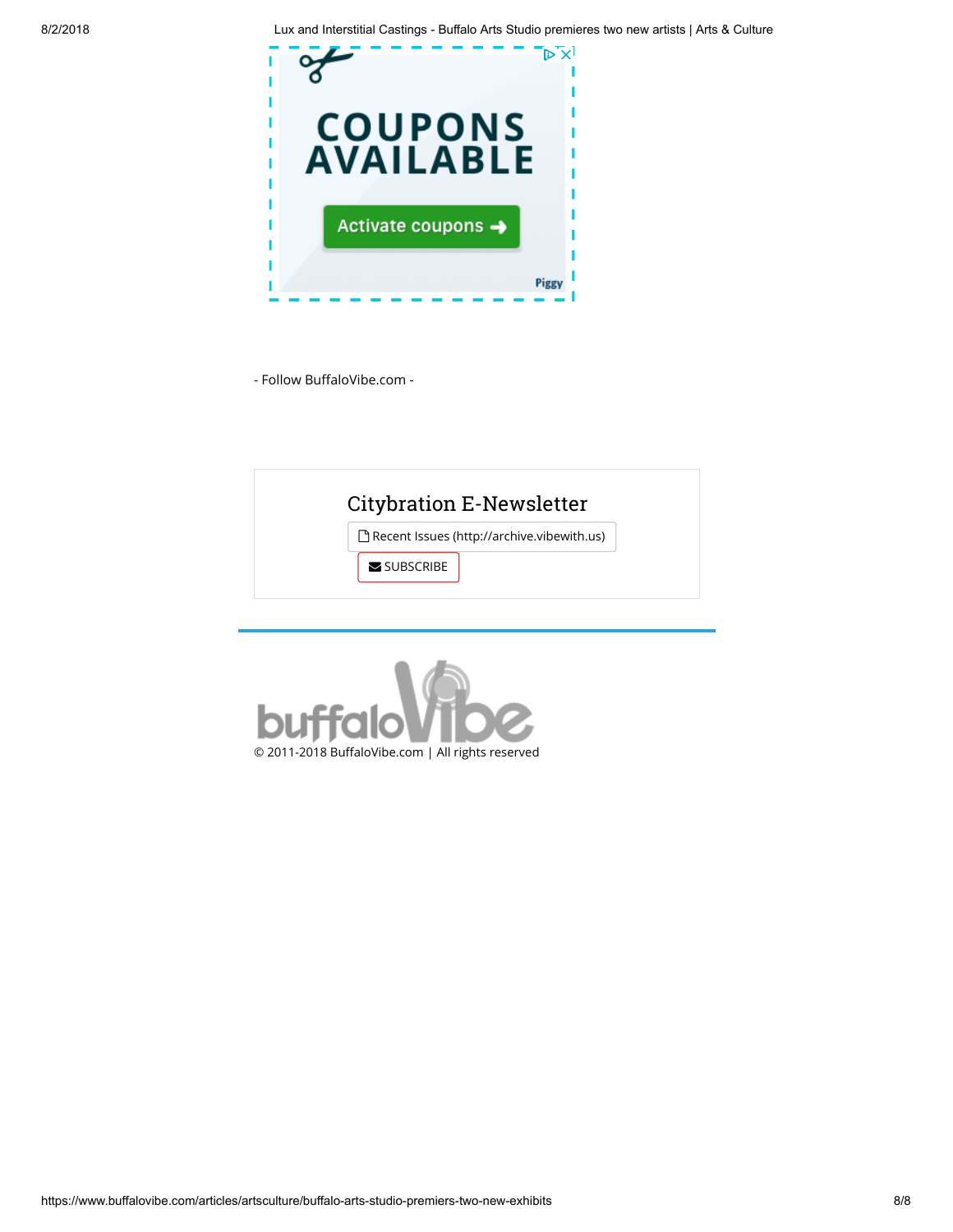COUPONS AVAILABLE

Activate coupons

Piggy

- Follow BuffaloVibe.com -

## Citybration E-Newsletter

Recent Issues (http://archive.vibewith.us)

SUBSCRIBE

© 2011-2018 BuffaloVibe.com | All rights reserved